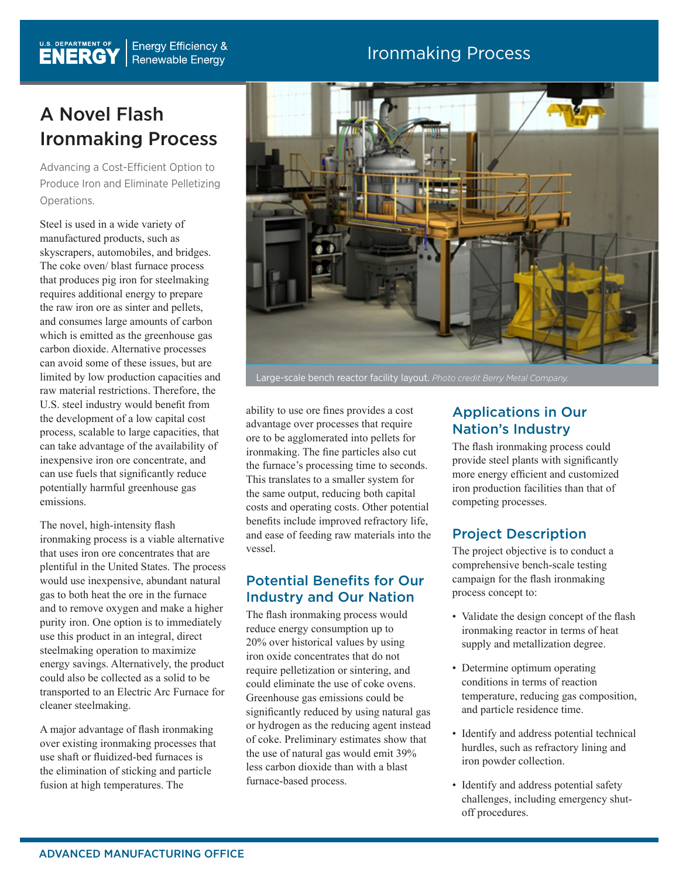# A Novel Flash Ironmaking Process

Advancing a Cost-Efficient Option to Produce Iron and Eliminate Pelletizing Operations.

Steel is used in a wide variety of manufactured products, such as skyscrapers, automobiles, and bridges. The coke oven/ blast furnace process that produces pig iron for steelmaking requires additional energy to prepare the raw iron ore as sinter and pellets, and consumes large amounts of carbon which is emitted as the greenhouse gas carbon dioxide. Alternative processes can avoid some of these issues, but are limited by low production capacities and raw material restrictions. Therefore, the U.S. steel industry would benefit from the development of a low capital cost process, scalable to large capacities, that can take advantage of the availability of inexpensive iron ore concentrate, and can use fuels that significantly reduce potentially harmful greenhouse gas emissions.

The novel, high-intensity flash ironmaking process is a viable alternative that uses iron ore concentrates that are plentiful in the United States. The process would use inexpensive, abundant natural gas to both heat the ore in the furnace and to remove oxygen and make a higher purity iron. One option is to immediately use this product in an integral, direct steelmaking operation to maximize energy savings. Alternatively, the product could also be collected as a solid to be transported to an Electric Arc Furnace for cleaner steelmaking.

A major advantage of flash ironmaking over existing ironmaking processes that use shaft or fluidized-bed furnaces is the elimination of sticking and particle fusion at high temperatures. The ability to use ore fines provides a cost advantage over processes that require ore to be agglomerated into pellets for ironmaking. The fine particles also cut the furnace's processing time to seconds. This translates to a smaller system for the same output, reducing both capital costs and operating costs. Other potential benefits include improved refractory life, and ease of feeding raw materials into the vessel.

Large-scale bench reactor facility layout. *Photo credit Berry Metal Company.*

## Potential Benefits for Our Industry and Our Nation

The flash ironmaking process would reduce energy consumption up to 20% over historical values by using iron oxide concentrates that do not require pelletization or sintering, and could eliminate the use of coke ovens. Greenhouse gas emissions could be significantly reduced by using natural gas or hydrogen as the reducing agent instead of coke. Preliminary estimates show that the use of natural gas would emit 39% less carbon dioxide than with a blast furnace-based process.

## Applications in Our Nation's Industry

The flash ironmaking process could provide steel plants with significantly more energy efficient and customized iron production facilities than that of competing processes.

## Project Description

The project objective is to conduct a comprehensive bench-scale testing campaign for the flash ironmaking process concept to:

- Validate the design concept of the flash ironmaking reactor in terms of heat supply and metallization degree.
- Determine optimum operating conditions in terms of reaction temperature, reducing gas composition, and particle residence time.
- Identify and address potential technical hurdles, such as refractory lining and iron powder collection.
- Identify and address potential safety challenges, including emergency shut-off procedures.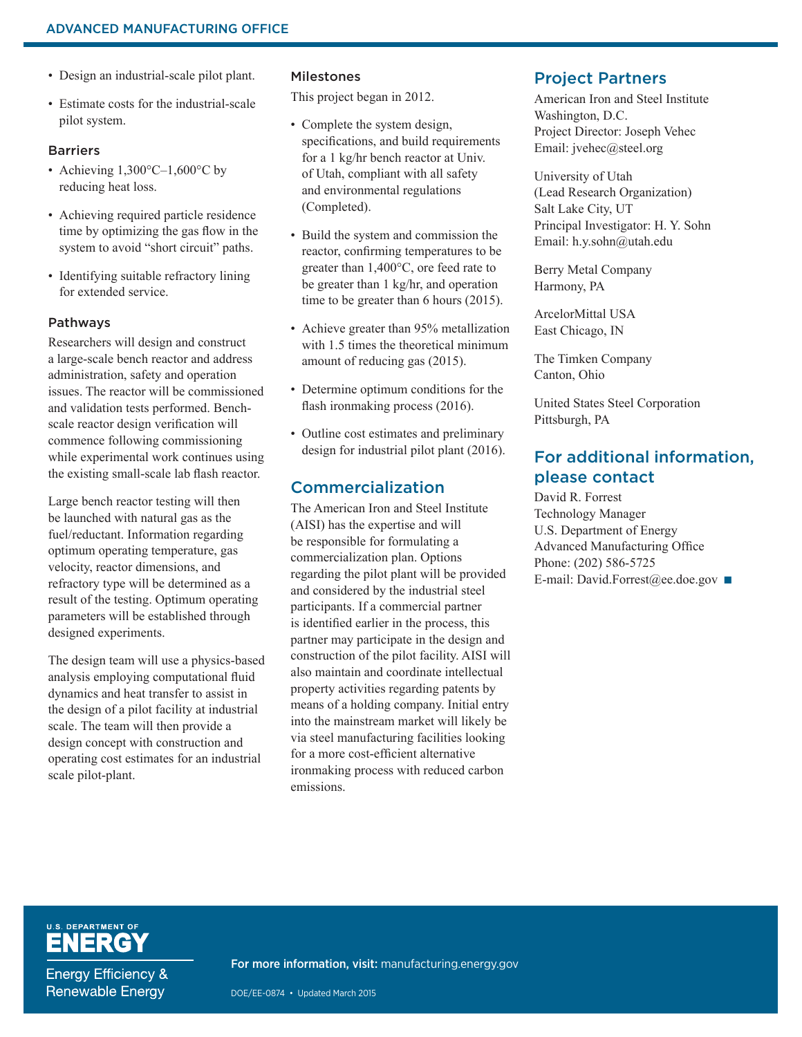- Design an industrial-scale pilot plant.
- Estimate costs for the industrial-scale pilot system.

### Barriers

- Achieving 1,300°C–1,600°C by reducing heat loss.
- Achieving required particle residence time by optimizing the gas flow in the system to avoid "short circuit" paths.
- Identifying suitable refractory lining for extended service.

### Pathways

Researchers will design and construct a large-scale bench reactor and address administration, safety and operation issues. The reactor will be commissioned and validation tests performed. Bench-scale reactor design verification will commence following commissioning while experimental work continues using the existing small-scale lab flash reactor.

Large bench reactor testing will then be launched with natural gas as the fuel/reductant. Information regarding optimum operating temperature, gas velocity, reactor dimensions, and refractory type will be determined as a result of the testing. Optimum operating parameters will be established through designed experiments.

The design team will use a physics-based analysis employing computational fluid dynamics and heat transfer to assist in the design of a pilot facility at industrial scale. The team will then provide a design concept with construction and operating cost estimates for an industrial scale pilot-plant.

### Milestones

This project began in 2012.

- Complete the system design, specifications, and build requirements for a 1 kg/hr bench reactor at Univ. of Utah, compliant with all safety and environmental regulations (Completed).
- Build the system and commission the reactor, confirming temperatures to be greater than 1,400°C, ore feed rate to be greater than 1 kg/hr, and operation time to be greater than 6 hours (2015).
- Achieve greater than 95% metallization with 1.5 times the theoretical minimum amount of reducing gas (2015).
- Determine optimum conditions for the flash ironmaking process (2016).
- Outline cost estimates and preliminary design for industrial pilot plant (2016).

## Commercialization

The American Iron and Steel Institute (AISI) has the expertise and will be responsible for formulating a commercialization plan. Options regarding the pilot plant will be provided and considered by the industrial steel participants. If a commercial partner is identified earlier in the process, this partner may participate in the design and construction of the pilot facility. AISI will also maintain and coordinate intellectual property activities regarding patents by means of a holding company. Initial entry into the mainstream market will likely be via steel manufacturing facilities looking for a more cost-efficient alternative ironmaking process with reduced carbon emissions.

## Project Partners

American Iron and Steel Institute
Washington, D.C.
Project Director: Joseph Vehec
Email: jvehec@steel.org

University of Utah
(Lead Research Organization)
Salt Lake City, UT
Principal Investigator: H. Y. Sohn
Email: h.y.sohn@utah.edu

Berry Metal Company
Harmony, PA

ArcelorMittal USA
East Chicago, IN

The Timken Company
Canton, Ohio

United States Steel Corporation
Pittsburgh, PA

## For additional information, please contact

David R. Forrest
Technology Manager
U.S. Department of Energy
Advanced Manufacturing Office
Phone: (202) 586-5725
E-mail: David.Forrest@ee.doe.gov ■

U.S. DEPARTMENT OF ENERGY
Energy Efficiency & Renewable Energy

**For more information, visit:** manufacturing.energy.gov

DOE/EE-0874 • Updated March 2015